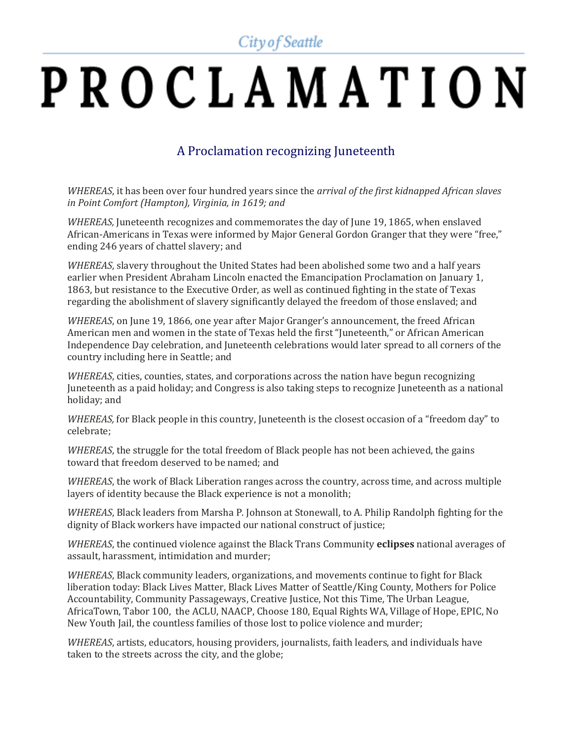City of Seattle

# PROCLAMATION

## A Proclamation recognizing Juneteenth

*WHEREAS*, it has been over four hundred years since the *arrival of the first kidnapped African slaves in Point Comfort (Hampton), Virginia, in 1619; and*

*WHEREAS,* Juneteenth recognizes and commemorates the day of June 19, 1865, when enslaved African-Americans in Texas were informed by Major General Gordon Granger that they were "free," ending 246 years of chattel slavery; and

*WHEREAS*, slavery throughout the United States had been abolished some two and a half years earlier when President Abraham Lincoln enacted the Emancipation Proclamation on January 1, 1863, but resistance to the Executive Order, as well as continued fighting in the state of Texas regarding the abolishment of slavery significantly delayed the freedom of those enslaved; and

*WHEREAS*, on June 19, 1866, one year after Major Granger's announcement, the freed African American men and women in the state of Texas held the first "Juneteenth," or African American Independence Day celebration, and Juneteenth celebrations would later spread to all corners of the country including here in Seattle; and

*WHEREAS*, cities, counties, states, and corporations across the nation have begun recognizing Juneteenth as a paid holiday; and Congress is also taking steps to recognize Juneteenth as a national holiday; and

*WHEREAS,* for Black people in this country, Juneteenth is the closest occasion of a "freedom day" to celebrate;

*WHEREAS*, the struggle for the total freedom of Black people has not been achieved, the gains toward that freedom deserved to be named; and

*WHEREAS*, the work of Black Liberation ranges across the country, across time, and across multiple layers of identity because the Black experience is not a monolith;

*WHEREAS*, Black leaders from Marsha P. Johnson at Stonewall, to A. Philip Randolph fighting for the dignity of Black workers have impacted our national construct of justice;

*WHEREAS*, the continued violence against the Black Trans Community **eclipses** national averages of assault, harassment, intimidation and murder;

*WHEREAS*, Black community leaders, organizations, and movements continue to fight for Black liberation today: Black Lives Matter, Black Lives Matter of Seattle/King County, Mothers for Police Accountability, Community Passageways, Creative Justice, Not this Time, The Urban League, AfricaTown, Tabor 100, the ACLU, NAACP, Choose 180, Equal Rights WA, Village of Hope, EPIC, No New Youth Jail, the countless families of those lost to police violence and murder;

*WHEREAS*, artists, educators, housing providers, journalists, faith leaders, and individuals have taken to the streets across the city, and the globe;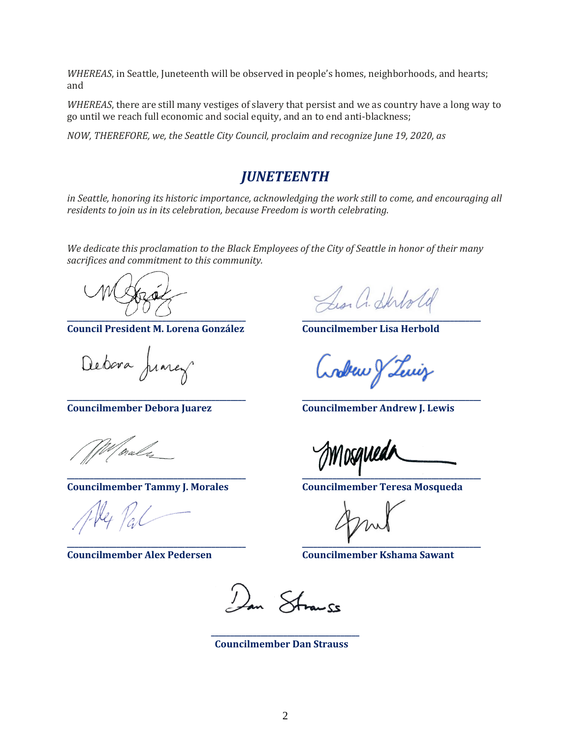*WHEREAS*, in Seattle, Juneteenth will be observed in people's homes, neighborhoods, and hearts; and

*WHEREAS*, there are still many vestiges of slavery that persist and we as country have a long way to go until we reach full economic and social equity, and an to end anti-blackness;

*NOW, THEREFORE, we, the Seattle City Council, proclaim and recognize June 19, 2020, as*

## ***JUNETEENTH***

*in Seattle, honoring its historic importance, acknowledging the work still to come, and encouraging all residents to join us in its celebration, because Freedom is worth celebrating.*

*We dedicate this proclamation to the Black Employees of the City of Seattle in honor of their many sacrifices and commitment to this community.*

\_\_\_\_\_\_\_\_\_\_\_\_\_\_\_\_\_\_\_\_\_\_\_\_\_\_\_\_\_\_\_\_\_\_\_\_\_\_\_\_
**Council President M. Lorena González**

\_\_\_\_\_\_\_\_\_\_\_\_\_\_\_\_\_\_\_\_\_\_\_\_\_\_\_\_\_\_\_\_\_\_\_\_\_\_\_\_
**Councilmember Lisa Herbold**

\_\_\_\_\_\_\_\_\_\_\_\_\_\_\_\_\_\_\_\_\_\_\_\_\_\_\_\_\_\_\_\_\_\_\_\_\_\_\_\_
**Councilmember Debora Juarez**

\_\_\_\_\_\_\_\_\_\_\_\_\_\_\_\_\_\_\_\_\_\_\_\_\_\_\_\_\_\_\_\_\_\_\_\_\_\_\_\_
**Councilmember Andrew J. Lewis**

\_\_\_\_\_\_\_\_\_\_\_\_\_\_\_\_\_\_\_\_\_\_\_\_\_\_\_\_\_\_\_\_\_\_\_\_\_\_\_\_
**Councilmember Tammy J. Morales**

\_\_\_\_\_\_\_\_\_\_\_\_\_\_\_\_\_\_\_\_\_\_\_\_\_\_\_\_\_\_\_\_\_\_\_\_\_\_\_\_
**Councilmember Teresa Mosqueda**

\_\_\_\_\_\_\_\_\_\_\_\_\_\_\_\_\_\_\_\_\_\_\_\_\_\_\_\_\_\_\_\_\_\_\_\_\_\_\_\_
**Councilmember Alex Pedersen**

\_\_\_\_\_\_\_\_\_\_\_\_\_\_\_\_\_\_\_\_\_\_\_\_\_\_\_\_\_\_\_\_\_\_\_\_\_\_\_\_
**Councilmember Kshama Sawant**

\_\_\_\_\_\_\_\_\_\_\_\_\_\_\_\_\_\_\_\_\_\_\_\_\_\_\_\_\_\_\_\_\_\_\_\_\_\_\_\_
**Councilmember Dan Strauss**